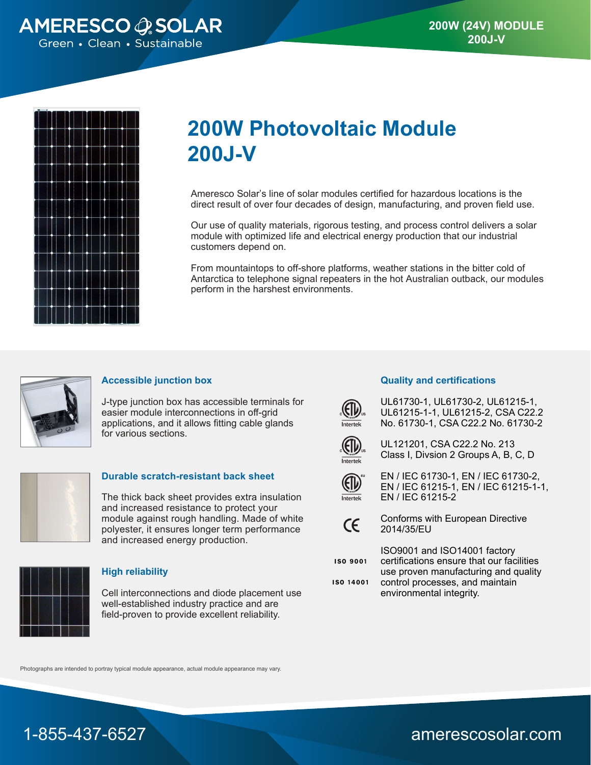AMERESCO SOLAR
Green • Clean • Sustainable

200W (24V) MODULE
200J-V

# 200W Photovoltaic Module 200J-V

Ameresco Solar's line of solar modules certified for hazardous locations is the direct result of over four decades of design, manufacturing, and proven field use.

Our use of quality materials, rigorous testing, and process control delivers a solar module with optimized life and electrical energy production that our industrial customers depend on.

From mountaintops to off-shore platforms, weather stations in the bitter cold of Antarctica to telephone signal repeaters in the hot Australian outback, our modules perform in the harshest environments.

### Accessible junction box

J-type junction box has accessible terminals for easier module interconnections in off-grid applications, and it allows fitting cable glands for various sections.

### Durable scratch-resistant back sheet

The thick back sheet provides extra insulation and increased resistance to protect your module against rough handling. Made of white polyester, it ensures longer term performance and increased energy production.

### High reliability

Cell interconnections and diode placement use well-established industry practice and are field-proven to provide excellent reliability.

### Quality and certifications

UL61730-1, UL61730-2, UL61215-1, UL61215-1-1, UL61215-2, CSA C22.2 No. 61730-1, CSA C22.2 No. 61730-2

UL121201, CSA C22.2 No. 213 Class I, Divsion 2 Groups A, B, C, D

EN / IEC 61730-1, EN / IEC 61730-2, EN / IEC 61215-1, EN / IEC 61215-1-1, EN / IEC 61215-2

Conforms with European Directive 2014/35/EU

ISO 9001
ISO 14001

ISO9001 and ISO14001 factory certifications ensure that our facilities use proven manufacturing and quality control processes, and maintain environmental integrity.

Photographs are intended to portray typical module appearance, actual module appearance may vary.

1-855-437-6527 amerescosolar.com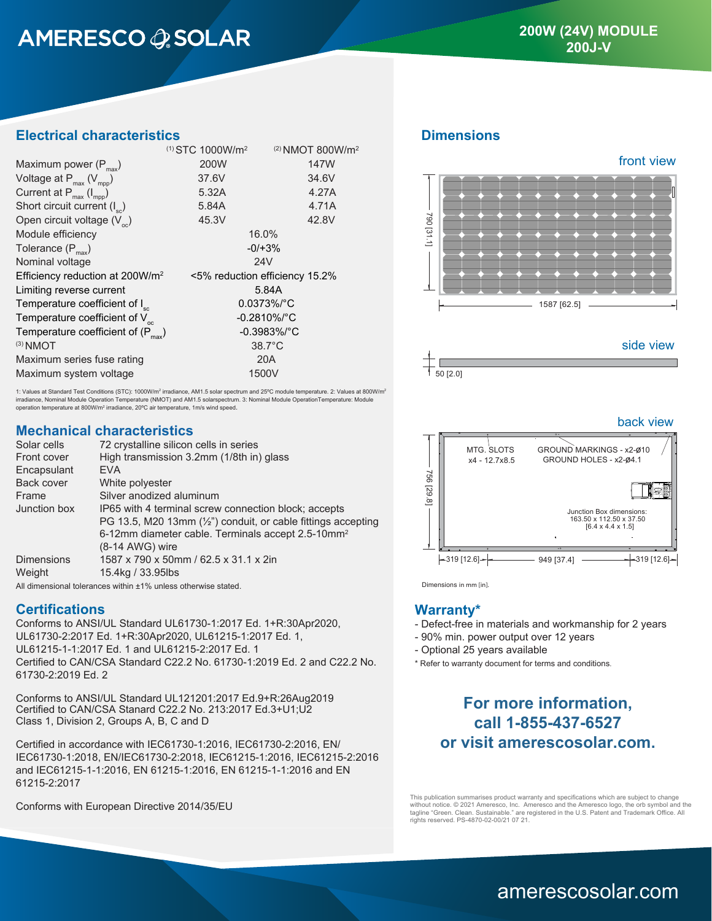# AMERESCO SOLAR

## 200W (24V) MODULE
## 200J-V

## Electrical characteristics

| | (1) STC 1000W/m² | (2) NMOT 800W/m² |
|---|---|---|
| Maximum power ($P_{max}$) | 200W | 147W |
| Voltage at $P_{max}$ ($V_{mpp}$) | 37.6V | 34.6V |
| Current at $P_{max}$ ($I_{mpp}$) | 5.32A | 4.27A |
| Short circuit current ($I_{sc}$) | 5.84A | 4.71A |
| Open circuit voltage ($V_{oc}$) | 45.3V | 42.8V |
| Module efficiency | 16.0% | |
| Tolerance ($P_{max}$) | -0/+3% | |
| Nominal voltage | 24V | |
| Efficiency reduction at 200W/m² | <5% reduction efficiency 15.2% | |
| Limiting reverse current | 5.84A | |
| Temperature coefficient of $I_{sc}$ | 0.0373%/°C | |
| Temperature coefficient of $V_{oc}$ | -0.2810%/°C | |
| Temperature coefficient of ($P_{max}$) | -0.3983%/°C | |
| (3) NMOT | 38.7°C | |
| Maximum series fuse rating | 20A | |
| Maximum system voltage | 1500V | |

1: Values at Standard Test Conditions (STC): 1000W/m² irradiance, AM1.5 solar spectrum and 25ºC module temperature. 2: Values at 800W/m² irradiance, Nominal Module Operation Temperature (NMOT) and AM1.5 solarspectrum. 3: Nominal Module OperationTemperature: Module operation temperature at 800W/m² irradiance, 20ºC air temperature, 1m/s wind speed.

## Mechanical characteristics

| | |
|---|---|
| Solar cells | 72 crystalline silicon cells in series |
| Front cover | High transmission 3.2mm (1/8th in) glass |
| Encapsulant | EVA |
| Back cover | White polyester |
| Frame | Silver anodized aluminum |
| Junction box | IP65 with 4 terminal screw connection block; accepts PG 13.5, M20 13mm (½") conduit, or cable fittings accepting 6-12mm diameter cable. Terminals accept 2.5-10mm² (8-14 AWG) wire |
| Dimensions | 1587 x 790 x 50mm / 62.5 x 31.1 x 2in |
| Weight | 15.4kg / 33.95lbs |

All dimensional tolerances within ±1% unless otherwise stated.

## Certifications

Conforms to ANSI/UL Standard UL61730-1:2017 Ed. 1+R:30Apr2020, UL61730-2:2017 Ed. 1+R:30Apr2020, UL61215-1:2017 Ed. 1, UL61215-1-1:2017 Ed. 1 and UL61215-2:2017 Ed. 1
Certified to CAN/CSA Standard C22.2 No. 61730-1:2019 Ed. 2 and C22.2 No. 61730-2:2019 Ed. 2

Conforms to ANSI/UL Standard UL121201:2017 Ed.9+R:26Aug2019
Certified to CAN/CSA Stanard C22.2 No. 213:2017 Ed.3+U1;U2
Class 1, Division 2, Groups A, B, C and D

Certified in accordance with IEC61730-1:2016, IEC61730-2:2016, EN/IEC61730-1:2018, EN/IEC61730-2:2018, IEC61215-1:2016, IEC61215-2:2016 and IEC61215-1-1:2016, EN 61215-1:2016, EN 61215-1-1:2016 and EN 61215-2:2017

Conforms with European Directive 2014/35/EU

## Dimensions

front view

790 [31.1]

1587 [62.5]

side view

50 [2.0]

back view

MTG. SLOTS x4 - 12.7x8.5

GROUND MARKINGS - x2-ø10
GROUND HOLES - x2-ø4.1

756 [29.8]

Junction Box dimensions: 163.50 x 112.50 x 37.50 [6.4 x 4.4 x 1.5]

319 [12.6] 949 [37.4] 319 [12.6]

Dimensions in mm [in].

## Warranty*

- Defect-free in materials and workmanship for 2 years
- 90% min. power output over 12 years
- Optional 25 years available

\* Refer to warranty document for terms and conditions.

**For more information, call 1-855-437-6527 or visit amerescosolar.com.**

This publication summarises product warranty and specifications which are subject to change without notice. © 2021 Ameresco, Inc. Ameresco and the Ameresco logo, the orb symbol and the tagline "Green. Clean. Sustainable." are registered in the U.S. Patent and Trademark Office. All rights reserved. PS-4870-02-00/21 07 21.

amerescosolar.com